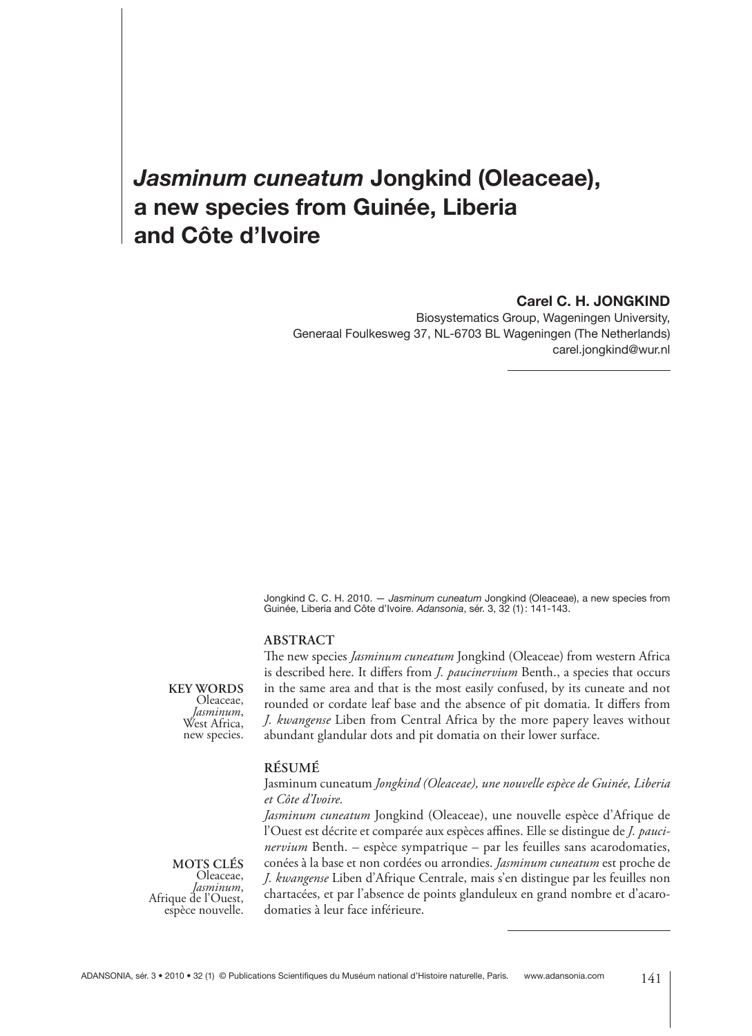# *Jasminum cuneatum* Jongkind (Oleaceae), a new species from Guinée, Liberia and Côte d'Ivoire

**Carel C. H. JONGKIND**

Biosystematics Group, Wageningen University,
Generaal Foulkesweg 37, NL-6703 BL Wageningen (The Netherlands)
carel.jongkind@wur.nl

Jongkind C. C. H. 2010. — *Jasminum cuneatum* Jongkind (Oleaceae), a new species from Guinée, Liberia and Côte d'Ivoire. *Adansonia*, sér. 3, 32 (1): 141-143.

## ABSTRACT

The new species *Jasminum cuneatum* Jongkind (Oleaceae) from western Africa is described here. It differs from *J. paucinervium* Benth., a species that occurs in the same area and that is the most easily confused, by its cuneate and not rounded or cordate leaf base and the absence of pit domatia. It differs from *J. kwangense* Liben from Central Africa by the more papery leaves without abundant glandular dots and pit domatia on their lower surface.

**KEY WORDS**
Oleaceae,
*Jasminum*,
West Africa,
new species.

## RÉSUMÉ

Jasminum cuneatum *Jongkind (Oleaceae), une nouvelle espèce de Guinée, Liberia et Côte d'Ivoire.*

*Jasminum cuneatum* Jongkind (Oleaceae), une nouvelle espèce d'Afrique de l'Ouest est décrite et comparée aux espèces affines. Elle se distingue de *J. paucinervium* Benth. – espèce sympatrique – par les feuilles sans acarodomaties, conées à la base et non cordées ou arrondies. *Jasminum cuneatum* est proche de *J. kwangense* Liben d'Afrique Centrale, mais s'en distingue par les feuilles non chartacées, et par l'absence de points glanduleux en grand nombre et d'acarodomaties à leur face inférieure.

**MOTS CLÉS**
Oleaceae,
*Jasminum*,
Afrique de l'Ouest,
espèce nouvelle.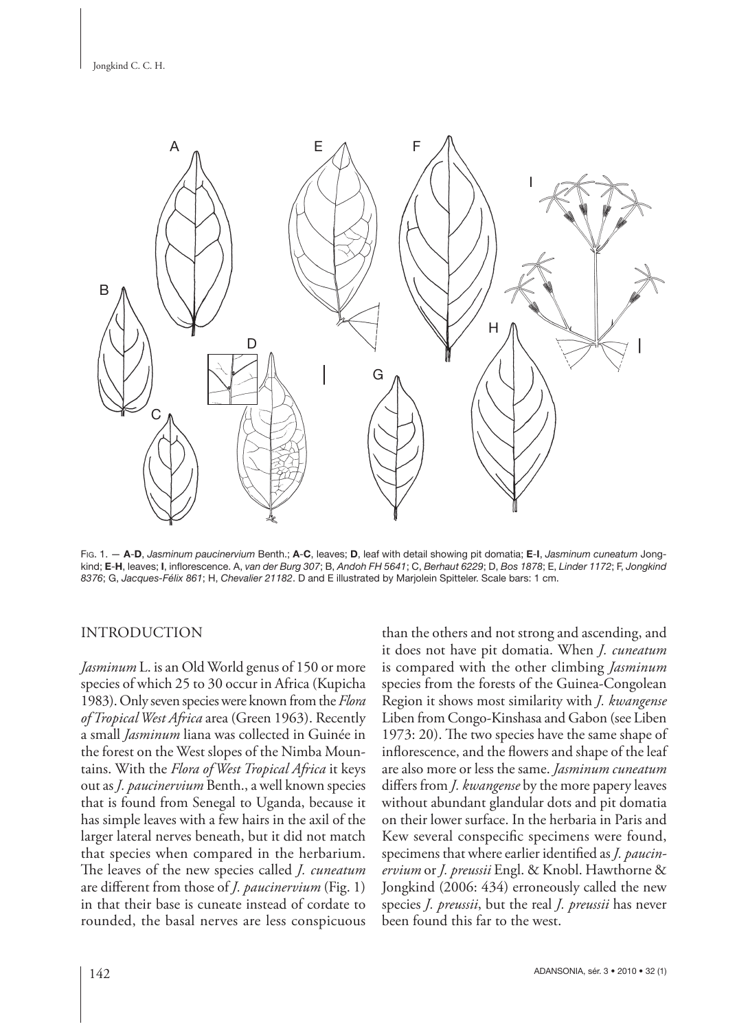Fig. 1. — **A**-**D**, *Jasminum paucinervium* Benth.; **A**-**C**, leaves; **D**, leaf with detail showing pit domatia; **E**-**I**, *Jasminum cuneatum* Jongkind; **E**-**H**, leaves; **I**, inflorescence. A, *van der Burg 307*; B, *Andoh FH 5641*; C, *Berhaut 6229*; D, *Bos 1878*; E, *Linder 1172*; F, *Jongkind 8376*; G, *Jacques-Félix 861*; H, *Chevalier 21182*. D and E illustrated by Marjolein Spitteler. Scale bars: 1 cm.

## INTRODUCTION

*Jasminum* L. is an Old World genus of 150 or more species of which 25 to 30 occur in Africa (Kupicha 1983). Only seven species were known from the *Flora of Tropical West Africa* area (Green 1963). Recently a small *Jasminum* liana was collected in Guinée in the forest on the West slopes of the Nimba Mountains. With the *Flora of West Tropical Africa* it keys out as *J. paucinervium* Benth., a well known species that is found from Senegal to Uganda, because it has simple leaves with a few hairs in the axil of the larger lateral nerves beneath, but it did not match that species when compared in the herbarium. The leaves of the new species called *J. cuneatum* are different from those of *J. paucinervium* (Fig. 1) in that their base is cuneate instead of cordate to rounded, the basal nerves are less conspicuous than the others and not strong and ascending, and it does not have pit domatia. When *J. cuneatum* is compared with the other climbing *Jasminum* species from the forests of the Guinea-Congolean Region it shows most similarity with *J. kwangense* Liben from Congo-Kinshasa and Gabon (see Liben 1973: 20). The two species have the same shape of inflorescence, and the flowers and shape of the leaf are also more or less the same. *Jasminum cuneatum* differs from *J. kwangense* by the more papery leaves without abundant glandular dots and pit domatia on their lower surface. In the herbaria in Paris and Kew several conspecific specimens were found, specimens that where earlier identified as *J. paucinervium* or *J. preussii* Engl. & Knobl. Hawthorne & Jongkind (2006: 434) erroneously called the new species *J. preussii*, but the real *J. preussii* has never been found this far to the west.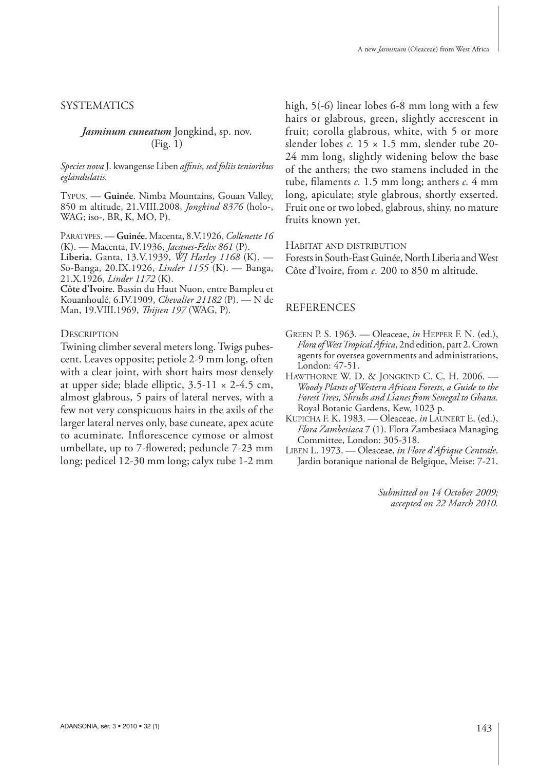## SYSTEMATICS

### *Jasminum cuneatum* Jongkind, sp. nov. (Fig. 1)

*Species nova* J. kwangense Liben *affinis, sed foliis tenioribus eglandulatis.*

TYPUS. — **Guinée**. Nimba Mountains, Gouan Valley, 850 m altitude, 21.VIII.2008, *Jongkind 8376* (holo-, WAG; iso-, BR, K, MO, P).

PARATYPES. — **Guinée.** Macenta, 8.V.1926, *Collenette 16* (K). — Macenta, IV.1936, *Jacques-Felix 861* (P).
**Liberia.** Ganta, 13.V.1939, *WJ Harley 1168* (K). — So-Banga, 20.IX.1926, *Linder 1155* (K). — Banga, 21.X.1926, *Linder 1172* (K).
**Côte d'Ivoire.** Bassin du Haut Nuon, entre Bampleu et Kouanhoulé, 6.IV.1909, *Chevalier 21182* (P). — N de Man, 19.VIII.1969, *Thijsen 197* (WAG, P).

#### DESCRIPTION

Twining climber several meters long. Twigs pubescent. Leaves opposite; petiole 2-9 mm long, often with a clear joint, with short hairs most densely at upper side; blade elliptic, 3.5-11 × 2-4.5 cm, almost glabrous, 5 pairs of lateral nerves, with a few not very conspicuous hairs in the axils of the larger lateral nerves only, base cuneate, apex acute to acuminate. Inflorescence cymose or almost umbellate, up to 7-flowered; peduncle 7-23 mm long; pedicel 12-30 mm long; calyx tube 1-2 mm high, 5(-6) linear lobes 6-8 mm long with a few hairs or glabrous, green, slightly accrescent in fruit; corolla glabrous, white, with 5 or more slender lobes *c.* 15 × 1.5 mm, slender tube 20-24 mm long, slightly widening below the base of the anthers; the two stamens included in the tube, filaments *c.* 1.5 mm long; anthers *c.* 4 mm long, apiculate; style glabrous, shortly exserted. Fruit one or two lobed, glabrous, shiny, no mature fruits known yet.

#### HABITAT AND DISTRIBUTION

Forests in South-East Guinée, North Liberia and West Côte d'Ivoire, from *c.* 200 to 850 m altitude.

## REFERENCES

GREEN P. S. 1963. — Oleaceae, *in* HEPPER F. N. (ed.), *Flora of West Tropical Africa*, 2nd edition, part 2. Crown agents for oversea governments and administrations, London: 47-51.

HAWTHORNE W. D. & JONGKIND C. C. H. 2006. — *Woody Plants of Western African Forests, a Guide to the Forest Trees, Shrubs and Lianes from Senegal to Ghana.* Royal Botanic Gardens, Kew, 1023 p.

KUPICHA F. K. 1983. — Oleaceae, *in* LAUNERT E. (ed.), *Flora Zambesiaca* 7 (1). Flora Zambesiaca Managing Committee, London: 305-318.

LIBEN L. 1973. — Oleaceae, *in Flore d'Afrique Centrale*. Jardin botanique national de Belgique, Meise: 7-21.

*Submitted on 14 October 2009; accepted on 22 March 2010.*